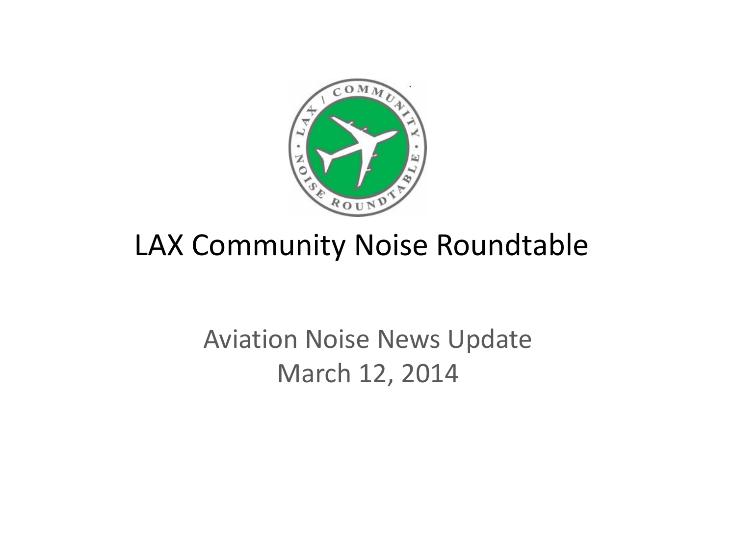# LAX Community Noise Roundtable

Aviation Noise News Update
March 12, 2014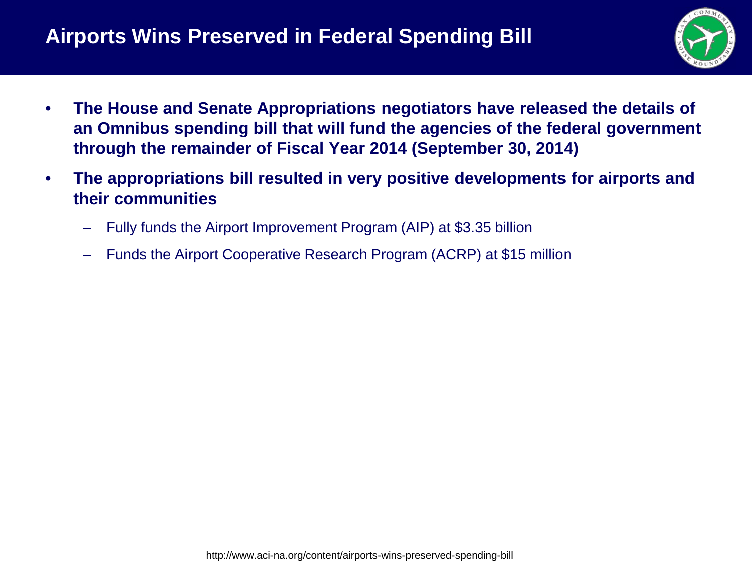# Airports Wins Preserved in Federal Spending Bill

- **The House and Senate Appropriations negotiators have released the details of an Omnibus spending bill that will fund the agencies of the federal government through the remainder of Fiscal Year 2014 (September 30, 2014)**
- **The appropriations bill resulted in very positive developments for airports and their communities**
  - Fully funds the Airport Improvement Program (AIP) at $3.35 billion
  - Funds the Airport Cooperative Research Program (ACRP) at $15 million

http://www.aci-na.org/content/airports-wins-preserved-spending-bill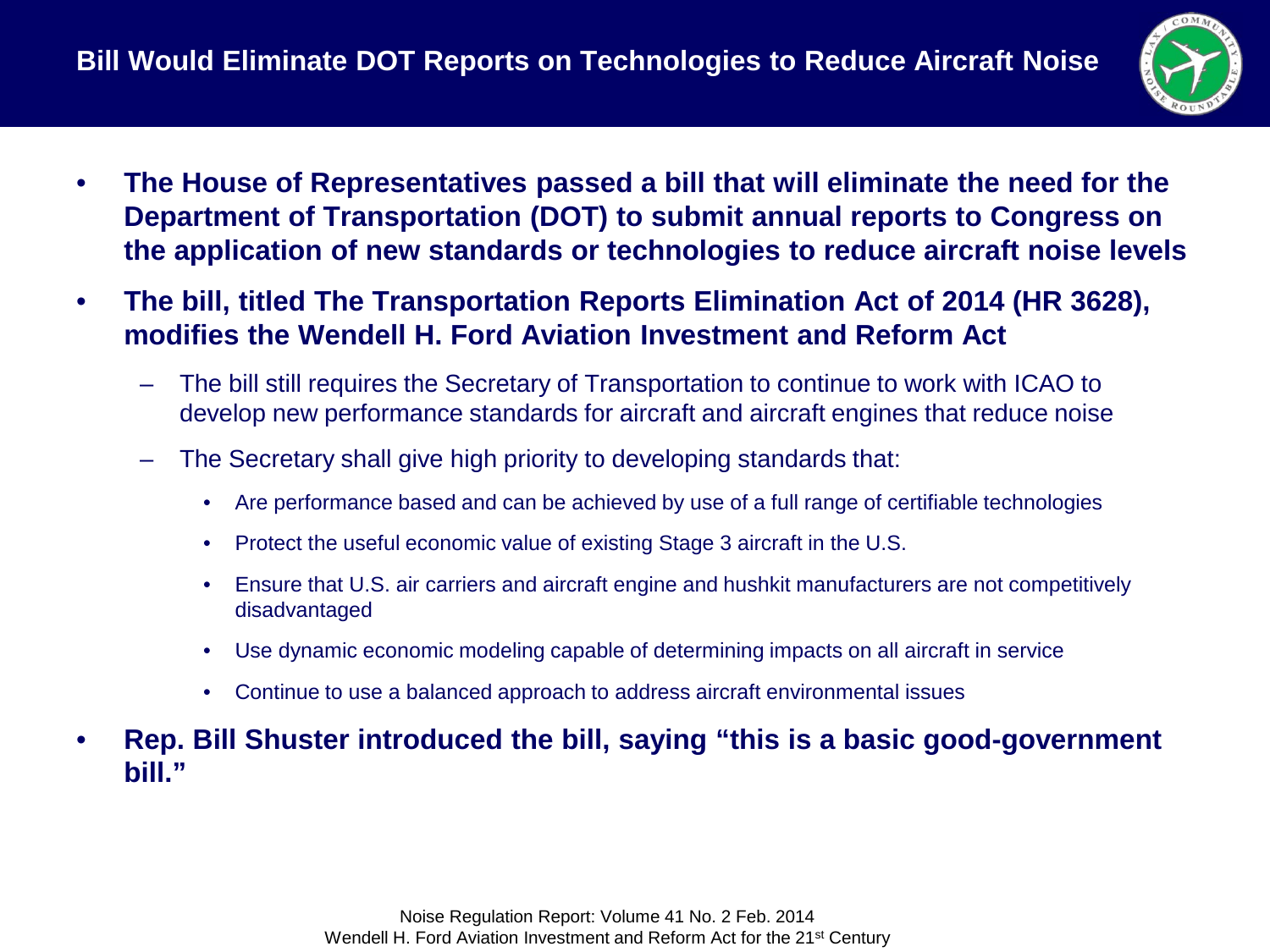# Bill Would Eliminate DOT Reports on Technologies to Reduce Aircraft Noise

- **The House of Representatives passed a bill that will eliminate the need for the Department of Transportation (DOT) to submit annual reports to Congress on the application of new standards or technologies to reduce aircraft noise levels**
- **The bill, titled The Transportation Reports Elimination Act of 2014 (HR 3628), modifies the Wendell H. Ford Aviation Investment and Reform Act**
  - The bill still requires the Secretary of Transportation to continue to work with ICAO to develop new performance standards for aircraft and aircraft engines that reduce noise
  - The Secretary shall give high priority to developing standards that:
    - Are performance based and can be achieved by use of a full range of certifiable technologies
    - Protect the useful economic value of existing Stage 3 aircraft in the U.S.
    - Ensure that U.S. air carriers and aircraft engine and hushkit manufacturers are not competitively disadvantaged
    - Use dynamic economic modeling capable of determining impacts on all aircraft in service
    - Continue to use a balanced approach to address aircraft environmental issues
- **Rep. Bill Shuster introduced the bill, saying "this is a basic good-government bill."**

Noise Regulation Report: Volume 41 No. 2 Feb. 2014
Wendell H. Ford Aviation Investment and Reform Act for the 21st Century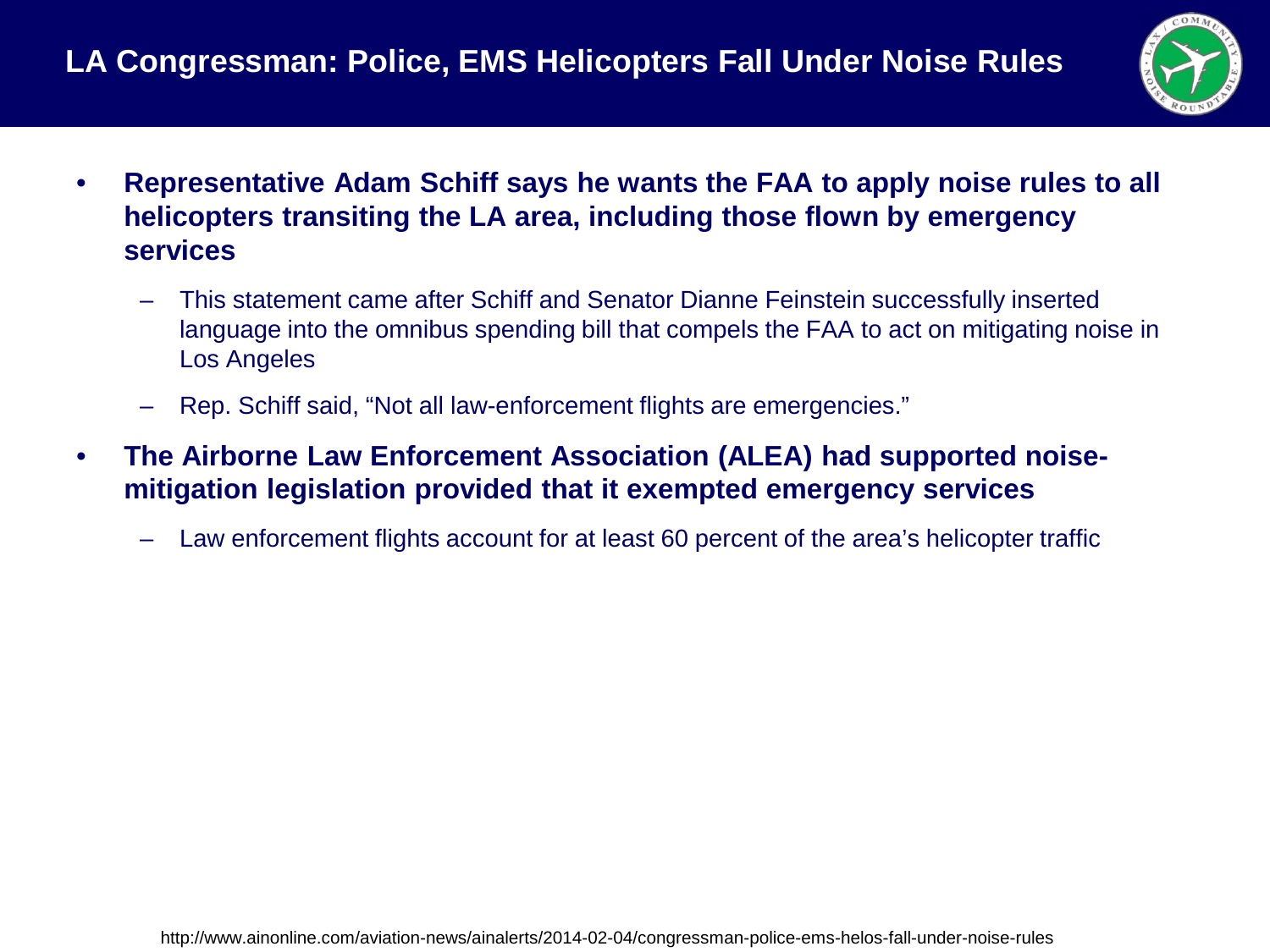# LA Congressman: Police, EMS Helicopters Fall Under Noise Rules

- **Representative Adam Schiff says he wants the FAA to apply noise rules to all helicopters transiting the LA area, including those flown by emergency services**
  - This statement came after Schiff and Senator Dianne Feinstein successfully inserted language into the omnibus spending bill that compels the FAA to act on mitigating noise in Los Angeles
  - Rep. Schiff said, "Not all law-enforcement flights are emergencies."
- **The Airborne Law Enforcement Association (ALEA) had supported noise-mitigation legislation provided that it exempted emergency services**
  - Law enforcement flights account for at least 60 percent of the area's helicopter traffic

http://www.ainonline.com/aviation-news/ainalerts/2014-02-04/congressman-police-ems-helos-fall-under-noise-rules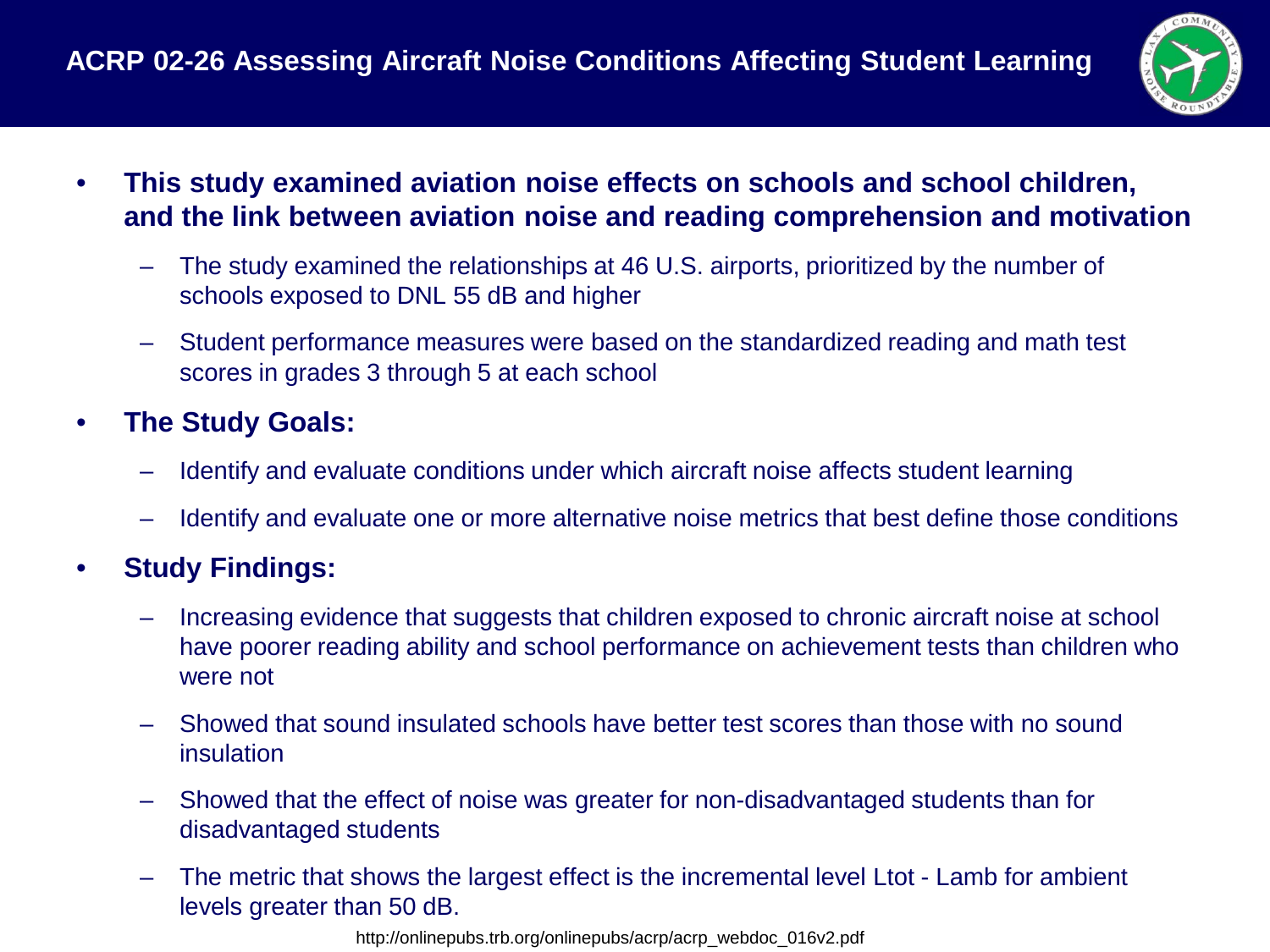# ACRP 02-26 Assessing Aircraft Noise Conditions Affecting Student Learning

- **This study examined aviation noise effects on schools and school children, and the link between aviation noise and reading comprehension and motivation**
  - The study examined the relationships at 46 U.S. airports, prioritized by the number of schools exposed to DNL 55 dB and higher
  - Student performance measures were based on the standardized reading and math test scores in grades 3 through 5 at each school
- **The Study Goals:**
  - Identify and evaluate conditions under which aircraft noise affects student learning
  - Identify and evaluate one or more alternative noise metrics that best define those conditions
- **Study Findings:**
  - Increasing evidence that suggests that children exposed to chronic aircraft noise at school have poorer reading ability and school performance on achievement tests than children who were not
  - Showed that sound insulated schools have better test scores than those with no sound insulation
  - Showed that the effect of noise was greater for non-disadvantaged students than for disadvantaged students
  - The metric that shows the largest effect is the incremental level Ltot - Lamb for ambient levels greater than 50 dB.

http://onlinepubs.trb.org/onlinepubs/acrp/acrp_webdoc_016v2.pdf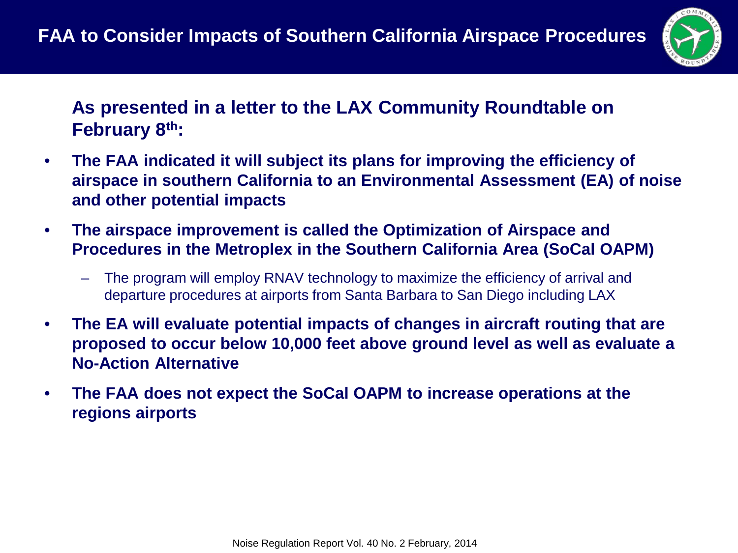# FAA to Consider Impacts of Southern California Airspace Procedures

**As presented in a letter to the LAX Community Roundtable on February 8th:**

- **The FAA indicated it will subject its plans for improving the efficiency of airspace in southern California to an Environmental Assessment (EA) of noise and other potential impacts**
- **The airspace improvement is called the Optimization of Airspace and Procedures in the Metroplex in the Southern California Area (SoCal OAPM)**
  - The program will employ RNAV technology to maximize the efficiency of arrival and departure procedures at airports from Santa Barbara to San Diego including LAX
- **The EA will evaluate potential impacts of changes in aircraft routing that are proposed to occur below 10,000 feet above ground level as well as evaluate a No-Action Alternative**
- **The FAA does not expect the SoCal OAPM to increase operations at the regions airports**

Noise Regulation Report Vol. 40 No. 2 February, 2014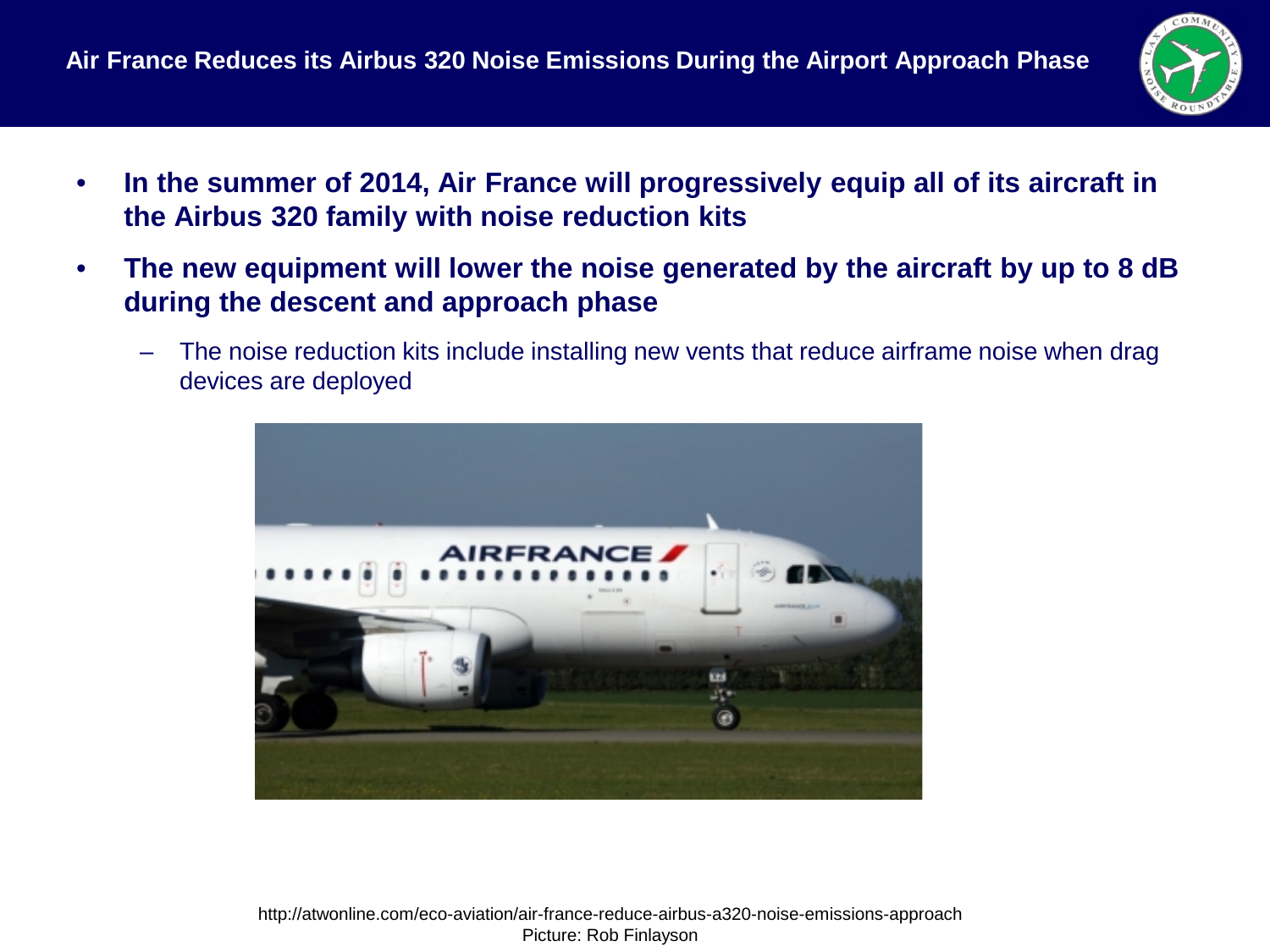# Air France Reduces its Airbus 320 Noise Emissions During the Airport Approach Phase

- **In the summer of 2014, Air France will progressively equip all of its aircraft in the Airbus 320 family with noise reduction kits**
- **The new equipment will lower the noise generated by the aircraft by up to 8 dB during the descent and approach phase**
  - The noise reduction kits include installing new vents that reduce airframe noise when drag devices are deployed

http://atwonline.com/eco-aviation/air-france-reduce-airbus-a320-noise-emissions-approach
Picture: Rob Finlayson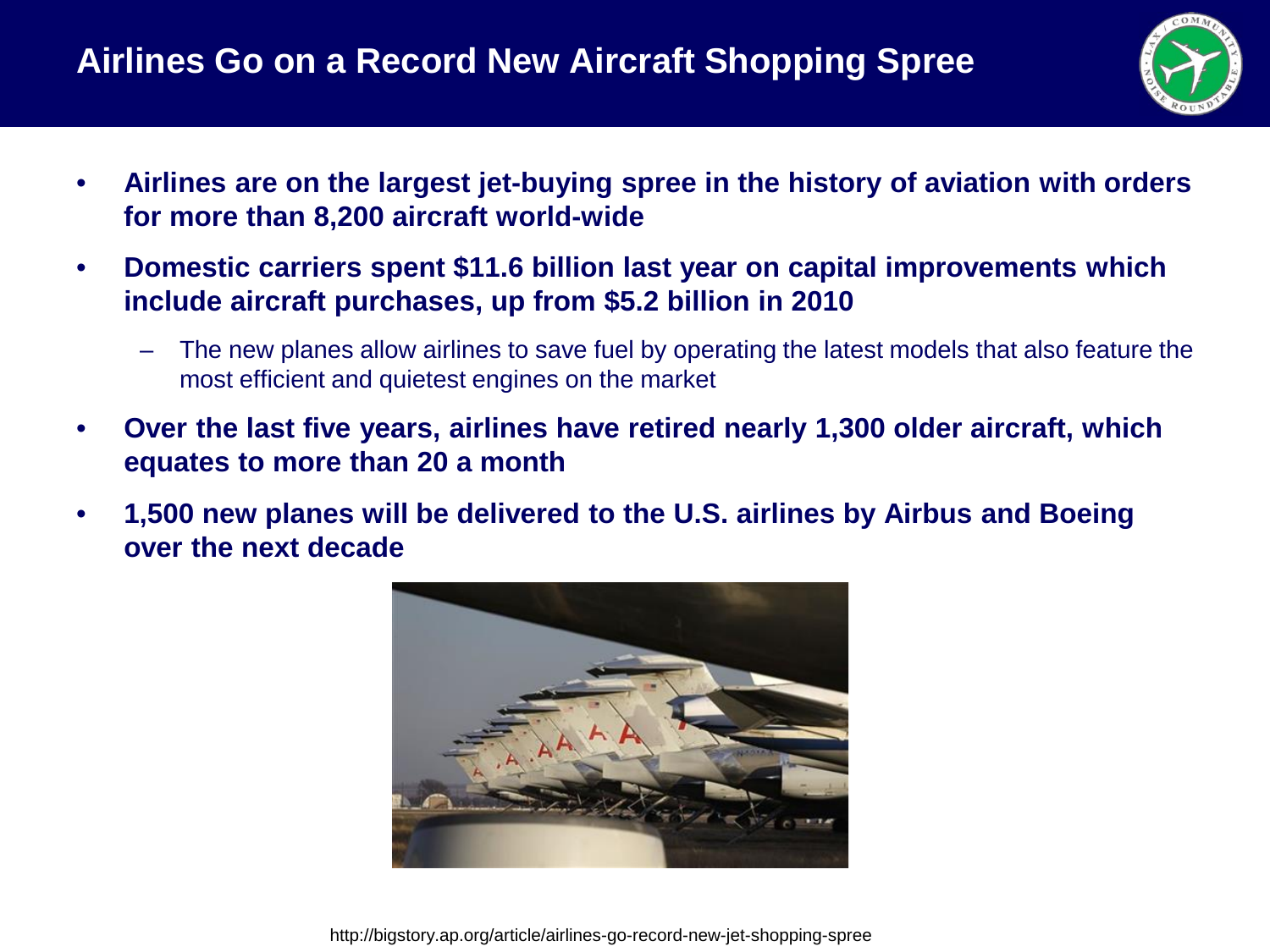# Airlines Go on a Record New Aircraft Shopping Spree

- **Airlines are on the largest jet-buying spree in the history of aviation with orders for more than 8,200 aircraft world-wide**
- **Domestic carriers spent $11.6 billion last year on capital improvements which include aircraft purchases, up from $5.2 billion in 2010**
  - The new planes allow airlines to save fuel by operating the latest models that also feature the most efficient and quietest engines on the market
- **Over the last five years, airlines have retired nearly 1,300 older aircraft, which equates to more than 20 a month**
- **1,500 new planes will be delivered to the U.S. airlines by Airbus and Boeing over the next decade**

http://bigstory.ap.org/article/airlines-go-record-new-jet-shopping-spree